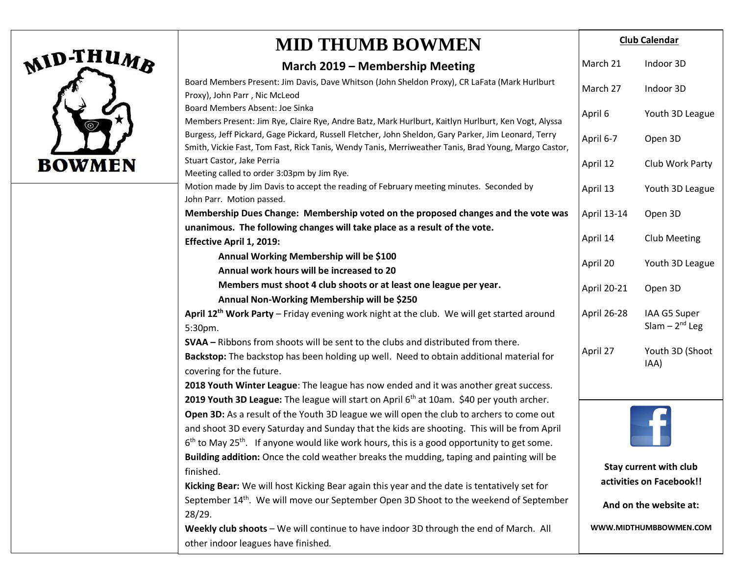# MID THUMB BOWMEN

## March 2019 – Membership Meeting

Board Members Present: Jim Davis, Dave Whitson (John Sheldon Proxy), CR LaFata (Mark Hurlburt Proxy), John Parr , Nic McLeod

Board Members Absent: Joe Sinka

Members Present: Jim Rye, Claire Rye, Andre Batz, Mark Hurlburt, Kaitlyn Hurlburt, Ken Vogt, Alyssa Burgess, Jeff Pickard, Gage Pickard, Russell Fletcher, John Sheldon, Gary Parker, Jim Leonard, Terry Smith, Vickie Fast, Tom Fast, Rick Tanis, Wendy Tanis, Merriweather Tanis, Brad Young, Margo Castor, Stuart Castor, Jake Perria

Meeting called to order 3:03pm by Jim Rye.

Motion made by Jim Davis to accept the reading of February meeting minutes. Seconded by John Parr. Motion passed.

**Membership Dues Change: Membership voted on the proposed changes and the vote was unanimous. The following changes will take place as a result of the vote.**

**Effective April 1, 2019:**

> **Annual Working Membership will be $100**
>
> **Annual work hours will be increased to 20**
>
> **Members must shoot 4 club shoots or at least one league per year.**
>
> **Annual Non-Working Membership will be $250**

**April 12th Work Party** – Friday evening work night at the club. We will get started around 5:30pm.

**SVAA –** Ribbons from shoots will be sent to the clubs and distributed from there.

**Backstop:** The backstop has been holding up well. Need to obtain additional material for covering for the future.

**2018 Youth Winter League**: The league has now ended and it was another great success.

**2019 Youth 3D League:** The league will start on April 6th at 10am. $40 per youth archer.

**Open 3D:** As a result of the Youth 3D league we will open the club to archers to come out and shoot 3D every Saturday and Sunday that the kids are shooting. This will be from April 6th to May 25th. If anyone would like work hours, this is a good opportunity to get some.

**Building addition:** Once the cold weather breaks the mudding, taping and painting will be finished.

**Kicking Bear:** We will host Kicking Bear again this year and the date is tentatively set for September 14th. We will move our September Open 3D Shoot to the weekend of September 28/29.

**Weekly club shoots** – We will continue to have indoor 3D through the end of March. All other indoor leagues have finished.

**Club Calendar**

| Date | Event |
|---|---|
| March 21 | Indoor 3D |
| March 27 | Indoor 3D |
| April 6 | Youth 3D League |
| April 6-7 | Open 3D |
| April 12 | Club Work Party |
| April 13 | Youth 3D League |
| April 13-14 | Open 3D |
| April 14 | Club Meeting |
| April 20 | Youth 3D League |
| April 20-21 | Open 3D |
| April 26-28 | IAA G5 Super Slam – 2nd Leg |
| April 27 | Youth 3D (Shoot IAA) |

**Stay current with club activities on Facebook!!**

**And on the website at:**

**WWW.MIDTHUMBBOWMEN.COM**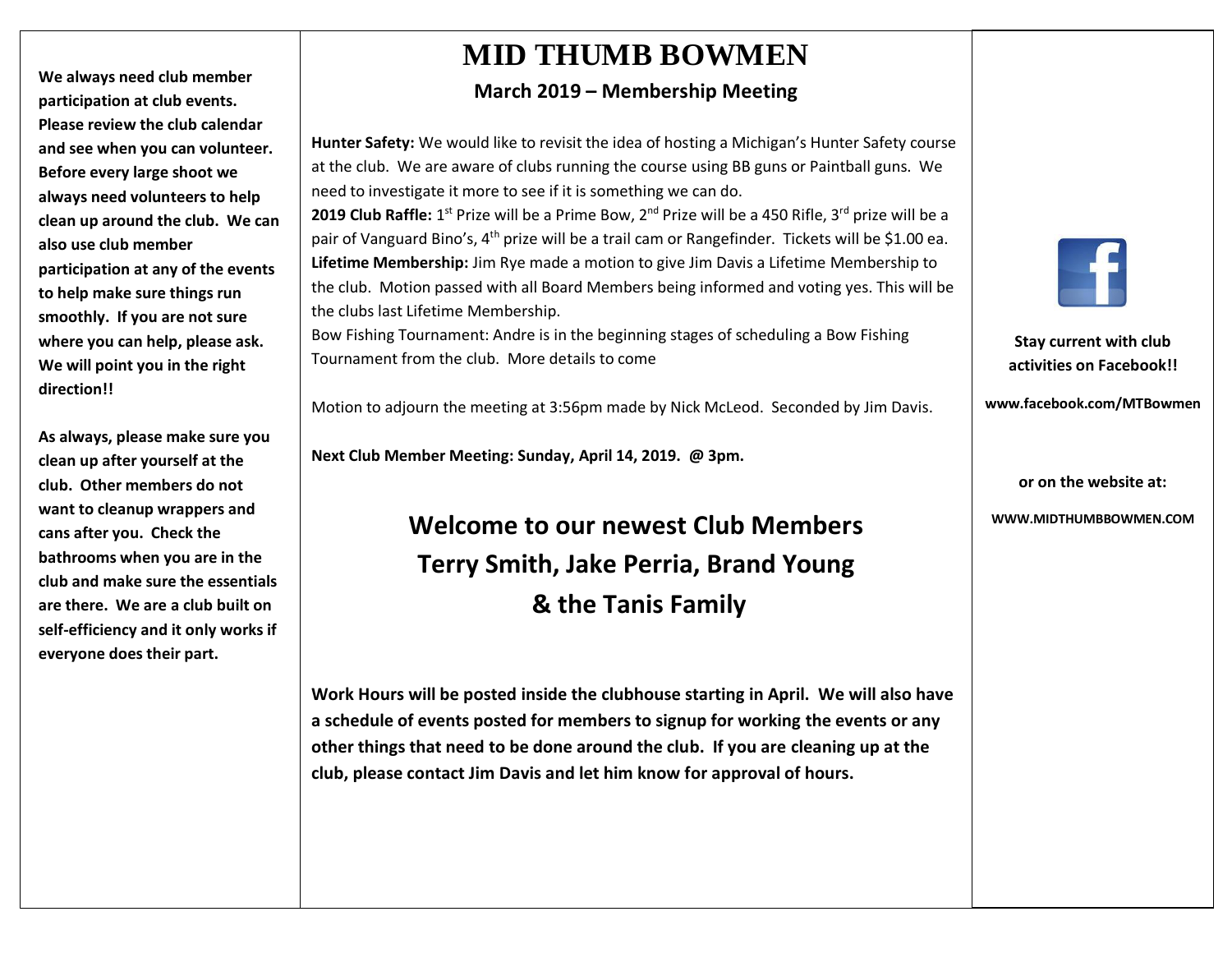# MID THUMB BOWMEN

## March 2019 – Membership Meeting

**Hunter Safety:** We would like to revisit the idea of hosting a Michigan's Hunter Safety course at the club. We are aware of clubs running the course using BB guns or Paintball guns. We need to investigate it more to see if it is something we can do.

**2019 Club Raffle:** 1st Prize will be a Prime Bow, 2nd Prize will be a 450 Rifle, 3rd prize will be a pair of Vanguard Bino's, 4th prize will be a trail cam or Rangefinder. Tickets will be $1.00 ea.

**Lifetime Membership:** Jim Rye made a motion to give Jim Davis a Lifetime Membership to the club. Motion passed with all Board Members being informed and voting yes. This will be the clubs last Lifetime Membership.

Bow Fishing Tournament: Andre is in the beginning stages of scheduling a Bow Fishing Tournament from the club. More details to come

Motion to adjourn the meeting at 3:56pm made by Nick McLeod. Seconded by Jim Davis.

**Next Club Member Meeting: Sunday, April 14, 2019. @ 3pm.**

## Welcome to our newest Club Members Terry Smith, Jake Perria, Brand Young & the Tanis Family

**Work Hours will be posted inside the clubhouse starting in April. We will also have a schedule of events posted for members to signup for working the events or any other things that need to be done around the club. If you are cleaning up at the club, please contact Jim Davis and let him know for approval of hours.**

**We always need club member participation at club events. Please review the club calendar and see when you can volunteer. Before every large shoot we always need volunteers to help clean up around the club. We can also use club member participation at any of the events to help make sure things run smoothly. If you are not sure where you can help, please ask. We will point you in the right direction!!**

**As always, please make sure you clean up after yourself at the club. Other members do not want to cleanup wrappers and cans after you. Check the bathrooms when you are in the club and make sure the essentials are there. We are a club built on self-efficiency and it only works if everyone does their part.**

**Stay current with club activities on Facebook!!**

**www.facebook.com/MTBowmen**

**or on the website at:**

**WWW.MIDTHUMBBOWMEN.COM**